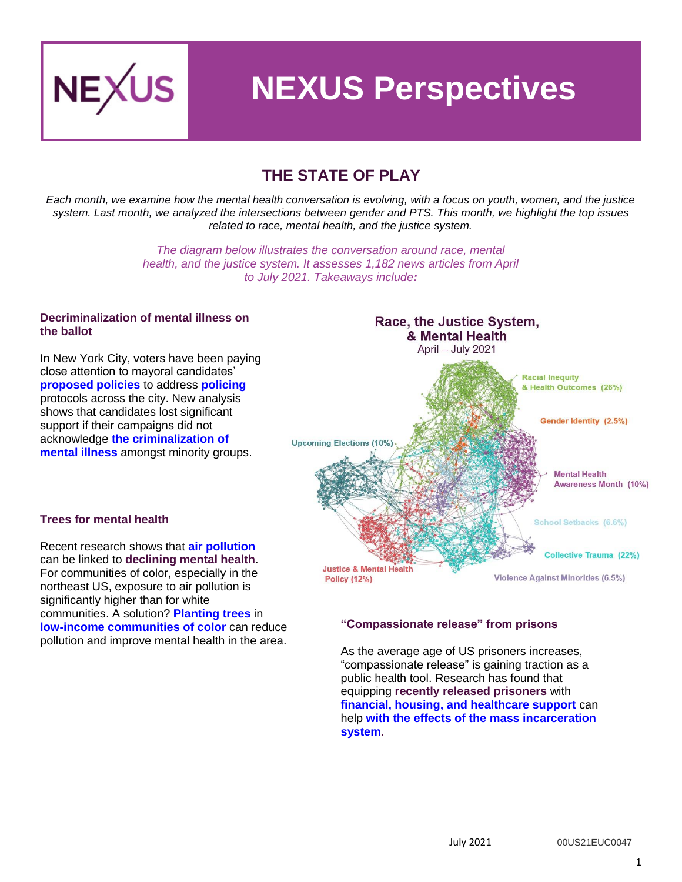# NEXUS Perspectives

## THE STATE OF PLAY

*Each month, we examine how the mental health conversation is evolving, with a focus on youth, women, and the justice system. Last month, we analyzed the intersections between gender and PTS. This month, we highlight the top issues related to race, mental health, and the justice system.*

*The diagram below illustrates the conversation around race, mental health, and the justice system. It assesses 1,182 news articles from April to July 2021. Takeaways include:*

### Decriminalization of mental illness on the ballot

In New York City, voters have been paying close attention to mayoral candidates' **proposed policies** to address **policing** protocols across the city. New analysis shows that candidates lost significant support if their campaigns did not acknowledge **the criminalization of mental illness** amongst minority groups.

### Trees for mental health

Recent research shows that **air pollution** can be linked to **declining mental health**. For communities of color, especially in the northeast US, exposure to air pollution is significantly higher than for white communities. A solution? **Planting trees** in **low-income communities of color** can reduce pollution and improve mental health in the area.

**Race, the Justice System, & Mental Health**
April – July 2021

Racial Inequity & Health Outcomes (26%)
Gender Identity (2.5%)
Upcoming Elections (10%)
Mental Health Awareness Month (10%)
School Setbacks (6.6%)
Collective Trauma (22%)
Justice & Mental Health Policy (12%)
Violence Against Minorities (6.5%)

### "Compassionate release" from prisons

As the average age of US prisoners increases, "compassionate release" is gaining traction as a public health tool. Research has found that equipping **recently released prisoners** with **financial, housing, and healthcare support** can help **with the effects of the mass incarceration system**.

July 2021 00US21EUC0047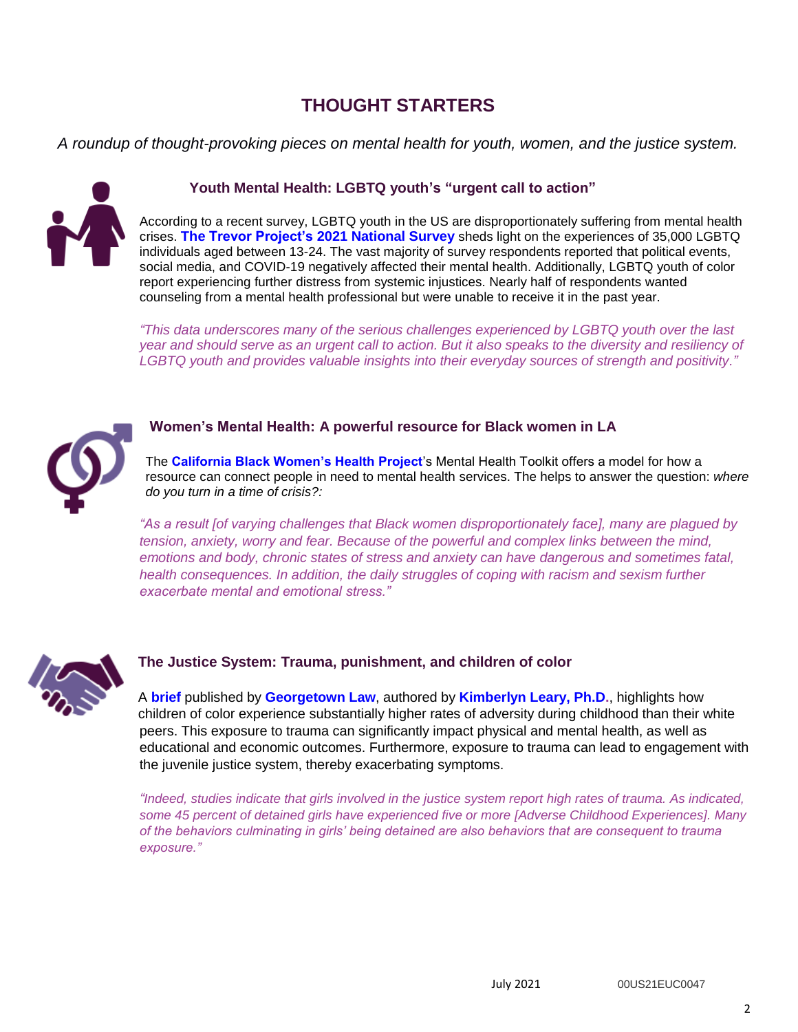# THOUGHT STARTERS

*A roundup of thought-provoking pieces on mental health for youth, women, and the justice system.*

### Youth Mental Health: LGBTQ youth's "urgent call to action"

According to a recent survey, LGBTQ youth in the US are disproportionately suffering from mental health crises. **The Trevor Project's 2021 National Survey** sheds light on the experiences of 35,000 LGBTQ individuals aged between 13-24. The vast majority of survey respondents reported that political events, social media, and COVID-19 negatively affected their mental health. Additionally, LGBTQ youth of color report experiencing further distress from systemic injustices. Nearly half of respondents wanted counseling from a mental health professional but were unable to receive it in the past year.

*"This data underscores many of the serious challenges experienced by LGBTQ youth over the last year and should serve as an urgent call to action. But it also speaks to the diversity and resiliency of LGBTQ youth and provides valuable insights into their everyday sources of strength and positivity."*

### Women's Mental Health: A powerful resource for Black women in LA

The **California Black Women's Health Project**'s Mental Health Toolkit offers a model for how a resource can connect people in need to mental health services. The helps to answer the question: *where do you turn in a time of crisis?:*

*"As a result [of varying challenges that Black women disproportionately face], many are plagued by tension, anxiety, worry and fear. Because of the powerful and complex links between the mind, emotions and body, chronic states of stress and anxiety can have dangerous and sometimes fatal, health consequences. In addition, the daily struggles of coping with racism and sexism further exacerbate mental and emotional stress."*

### The Justice System: Trauma, punishment, and children of color

A **brief** published by **Georgetown Law**, authored by **Kimberlyn Leary, Ph.D.**, highlights how children of color experience substantially higher rates of adversity during childhood than their white peers. This exposure to trauma can significantly impact physical and mental health, as well as educational and economic outcomes. Furthermore, exposure to trauma can lead to engagement with the juvenile justice system, thereby exacerbating symptoms.

*"Indeed, studies indicate that girls involved in the justice system report high rates of trauma. As indicated, some 45 percent of detained girls have experienced five or more [Adverse Childhood Experiences]. Many of the behaviors culminating in girls' being detained are also behaviors that are consequent to trauma exposure."*

July 2021 00US21EUC0047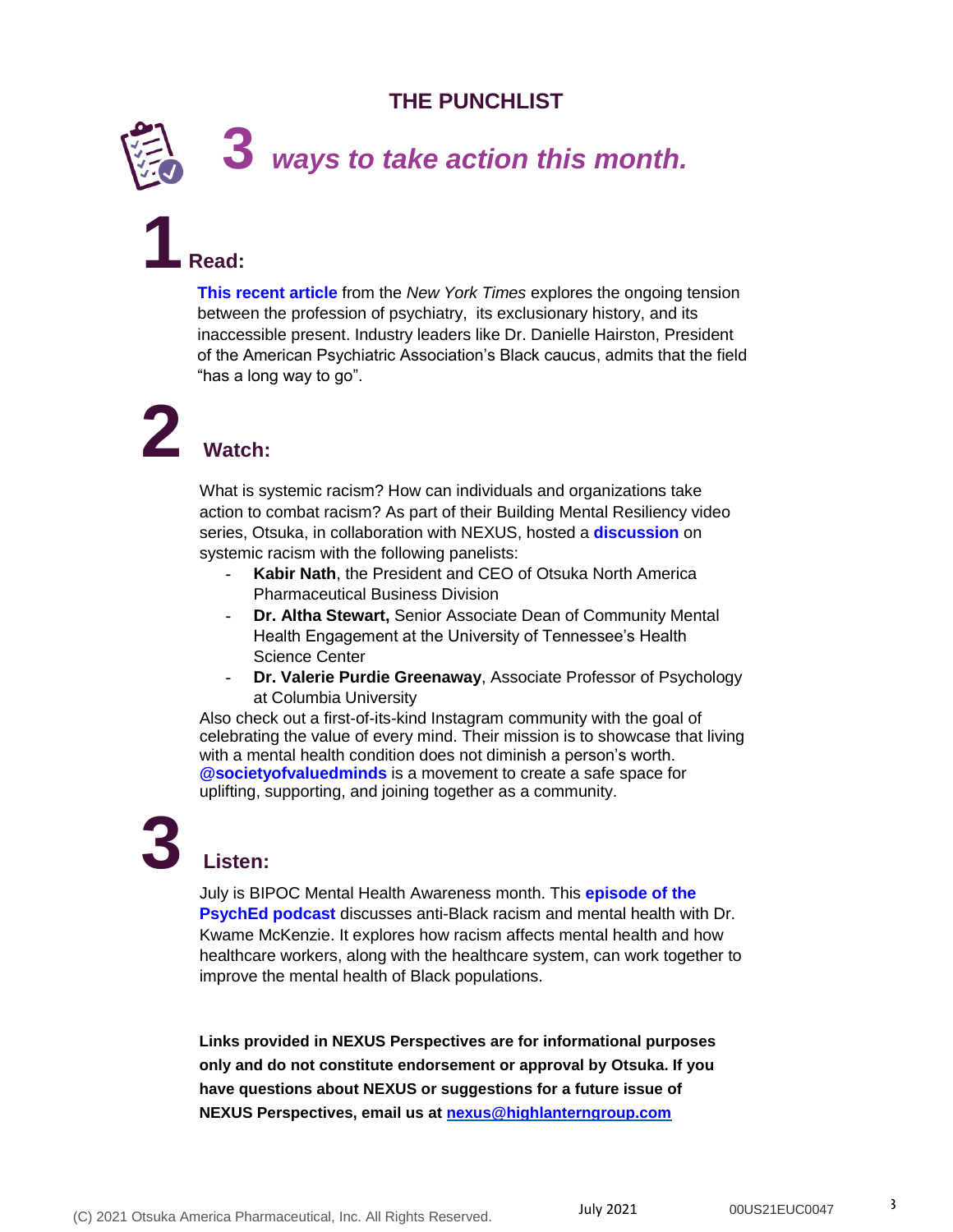## THE PUNCHLIST

# 3 *ways to take action this month.*

## 1 Read:

**This recent article** from the *New York Times* explores the ongoing tension between the profession of psychiatry, its exclusionary history, and its inaccessible present. Industry leaders like Dr. Danielle Hairston, President of the American Psychiatric Association's Black caucus, admits that the field "has a long way to go".

## 2 Watch:

What is systemic racism? How can individuals and organizations take action to combat racism? As part of their Building Mental Resiliency video series, Otsuka, in collaboration with NEXUS, hosted a **discussion** on systemic racism with the following panelists:

- **Kabir Nath**, the President and CEO of Otsuka North America Pharmaceutical Business Division
- **Dr. Altha Stewart,** Senior Associate Dean of Community Mental Health Engagement at the University of Tennessee's Health Science Center
- **Dr. Valerie Purdie Greenaway**, Associate Professor of Psychology at Columbia University

Also check out a first-of-its-kind Instagram community with the goal of celebrating the value of every mind. Their mission is to showcase that living with a mental health condition does not diminish a person's worth. **@societyofvaluedminds** is a movement to create a safe space for uplifting, supporting, and joining together as a community.

## 3 Listen:

July is BIPOC Mental Health Awareness month. This **episode of the PsychEd podcast** discusses anti-Black racism and mental health with Dr. Kwame McKenzie. It explores how racism affects mental health and how healthcare workers, along with the healthcare system, can work together to improve the mental health of Black populations.

**Links provided in NEXUS Perspectives are for informational purposes only and do not constitute endorsement or approval by Otsuka. If you have questions about NEXUS or suggestions for a future issue of NEXUS Perspectives, email us at nexus@highlanterngroup.com**

(C) 2021 Otsuka America Pharmaceutical, Inc. All Rights Reserved. July 2021 00US21EUC0047